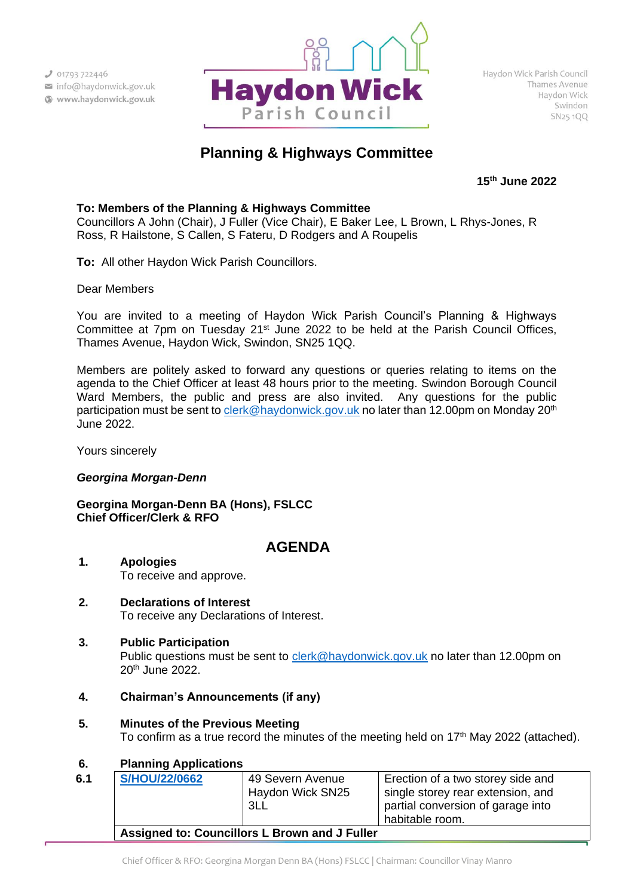Haydon Wick Parish Council

01793 722446
info@haydonwick.gov.uk
www.haydonwick.gov.uk

Haydon Wick Parish Council
Thames Avenue
Haydon Wick
Swindon
SN25 1QQ

# Planning & Highways Committee

**15th June 2022**

**To: Members of the Planning & Highways Committee**
Councillors A John (Chair), J Fuller (Vice Chair), E Baker Lee, L Brown, L Rhys-Jones, R Ross, R Hailstone, S Callen, S Fateru, D Rodgers and A Roupelis

**To:** All other Haydon Wick Parish Councillors.

Dear Members

You are invited to a meeting of Haydon Wick Parish Council's Planning & Highways Committee at 7pm on Tuesday 21st June 2022 to be held at the Parish Council Offices, Thames Avenue, Haydon Wick, Swindon, SN25 1QQ.

Members are politely asked to forward any questions or queries relating to items on the agenda to the Chief Officer at least 48 hours prior to the meeting. Swindon Borough Council Ward Members, the public and press are also invited. Any questions for the public participation must be sent to clerk@haydonwick.gov.uk no later than 12.00pm on Monday 20th June 2022.

Yours sincerely

***Georgina Morgan-Denn***

**Georgina Morgan-Denn BA (Hons), FSLCC**
**Chief Officer/Clerk & RFO**

## AGENDA

**1. Apologies**
To receive and approve.

**2. Declarations of Interest**
To receive any Declarations of Interest.

**3. Public Participation**
Public questions must be sent to clerk@haydonwick.gov.uk no later than 12.00pm on 20th June 2022.

**4. Chairman's Announcements (if any)**

**5. Minutes of the Previous Meeting**
To confirm as a true record the minutes of the meeting held on 17th May 2022 (attached).

**6. Planning Applications**

| | | | |
|---|---|---|---|
| **6.1** | **S/HOU/22/0662** | 49 Severn Avenue Haydon Wick SN25 3LL | Erection of a two storey side and single storey rear extension, and partial conversion of garage into habitable room. |
| | **Assigned to: Councillors L Brown and J Fuller** | | |

Chief Officer & RFO: Georgina Morgan Denn BA (Hons) FSLCC | Chairman: Councillor Vinay Manro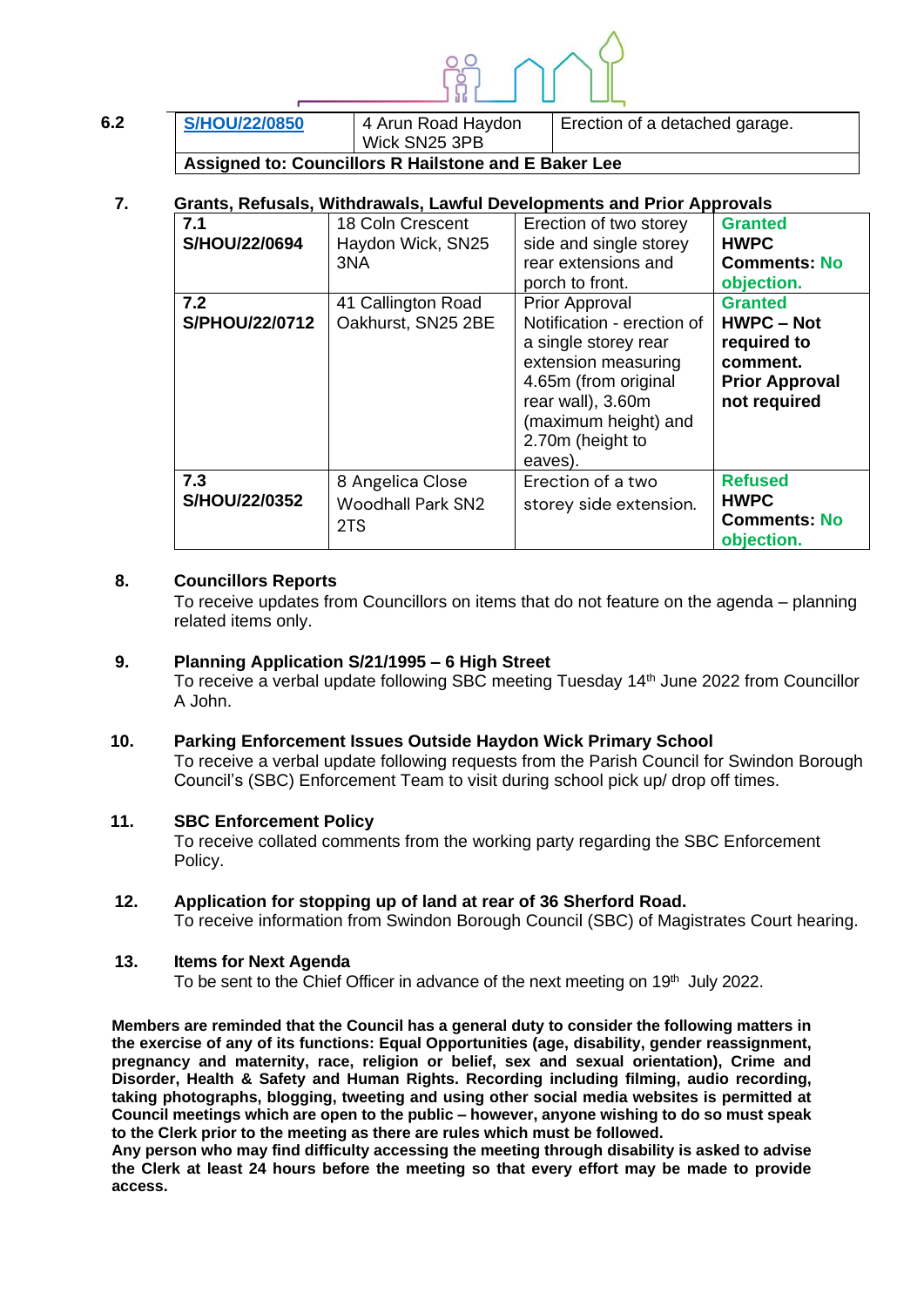**6.2**

| | | |
|---|---|---|
| S/HOU/22/0850 | 4 Arun Road Haydon Wick SN25 3PB | Erection of a detached garage. |
| **Assigned to: Councillors R Hailstone and E Baker Lee** | | |

**7. Grants, Refusals, Withdrawals, Lawful Developments and Prior Approvals**

| | | | |
|---|---|---|---|
| **7.1 S/HOU/22/0694** | 18 Coln Crescent Haydon Wick, SN25 3NA | Erection of two storey side and single storey rear extensions and porch to front. | **Granted HWPC Comments: No objection.** |
| **7.2 S/PHOU/22/0712** | 41 Callington Road Oakhurst, SN25 2BE | Prior Approval Notification - erection of a single storey rear extension measuring 4.65m (from original rear wall), 3.60m (maximum height) and 2.70m (height to eaves). | **Granted HWPC – Not required to comment. Prior Approval not required** |
| **7.3 S/HOU/22/0352** | 8 Angelica Close Woodhall Park SN2 2TS | Erection of a two storey side extension. | **Refused HWPC Comments: No objection.** |

**8. Councillors Reports**
To receive updates from Councillors on items that do not feature on the agenda – planning related items only.

**9. Planning Application S/21/1995 – 6 High Street**
To receive a verbal update following SBC meeting Tuesday 14th June 2022 from Councillor A John.

**10. Parking Enforcement Issues Outside Haydon Wick Primary School**
To receive a verbal update following requests from the Parish Council for Swindon Borough Council's (SBC) Enforcement Team to visit during school pick up/ drop off times.

**11. SBC Enforcement Policy**
To receive collated comments from the working party regarding the SBC Enforcement Policy.

**12. Application for stopping up of land at rear of 36 Sherford Road.**
To receive information from Swindon Borough Council (SBC) of Magistrates Court hearing.

**13. Items for Next Agenda**
To be sent to the Chief Officer in advance of the next meeting on 19th July 2022.

**Members are reminded that the Council has a general duty to consider the following matters in the exercise of any of its functions: Equal Opportunities (age, disability, gender reassignment, pregnancy and maternity, race, religion or belief, sex and sexual orientation), Crime and Disorder, Health & Safety and Human Rights. Recording including filming, audio recording, taking photographs, blogging, tweeting and using other social media websites is permitted at Council meetings which are open to the public – however, anyone wishing to do so must speak to the Clerk prior to the meeting as there are rules which must be followed.**
**Any person who may find difficulty accessing the meeting through disability is asked to advise the Clerk at least 24 hours before the meeting so that every effort may be made to provide access.**